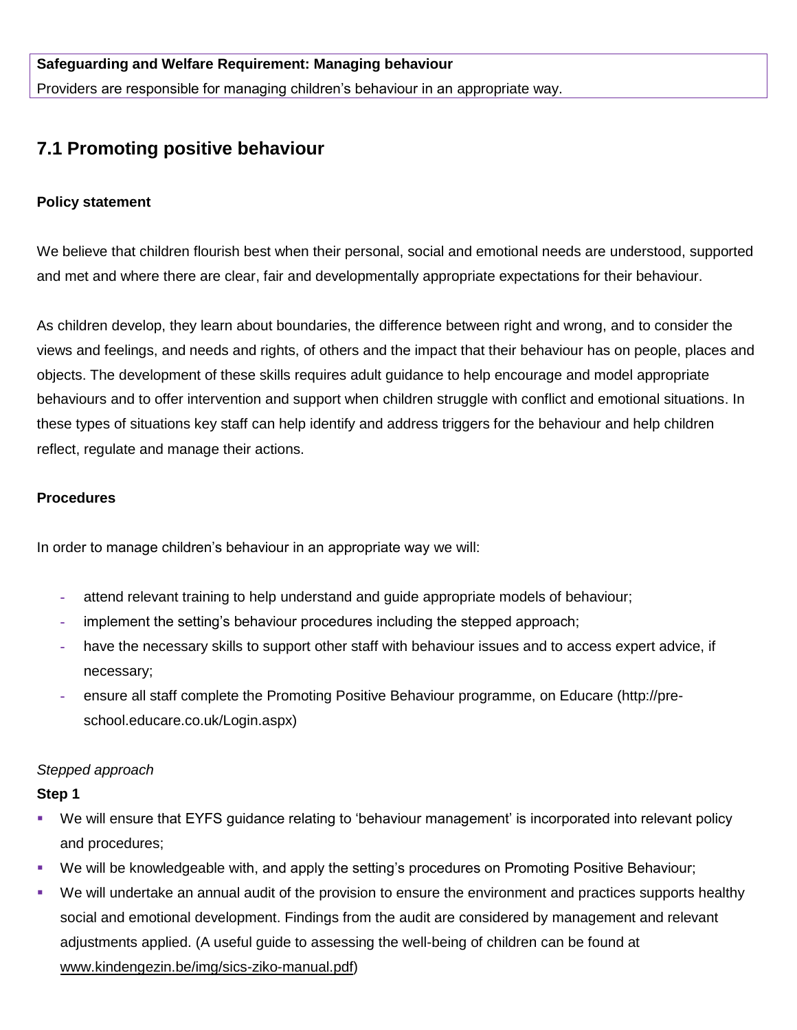**Safeguarding and Welfare Requirement: Managing behaviour**

Providers are responsible for managing children's behaviour in an appropriate way.

## 7.1 Promoting positive behaviour

### Policy statement

We believe that children flourish best when their personal, social and emotional needs are understood, supported and met and where there are clear, fair and developmentally appropriate expectations for their behaviour.

As children develop, they learn about boundaries, the difference between right and wrong, and to consider the views and feelings, and needs and rights, of others and the impact that their behaviour has on people, places and objects. The development of these skills requires adult guidance to help encourage and model appropriate behaviours and to offer intervention and support when children struggle with conflict and emotional situations. In these types of situations key staff can help identify and address triggers for the behaviour and help children reflect, regulate and manage their actions.

### Procedures

In order to manage children's behaviour in an appropriate way we will:

- attend relevant training to help understand and guide appropriate models of behaviour;
- implement the setting's behaviour procedures including the stepped approach;
- have the necessary skills to support other staff with behaviour issues and to access expert advice, if necessary;
- ensure all staff complete the Promoting Positive Behaviour programme, on Educare (http://pre-school.educare.co.uk/Login.aspx)

*Stepped approach*

**Step 1**

- We will ensure that EYFS guidance relating to 'behaviour management' is incorporated into relevant policy and procedures;
- We will be knowledgeable with, and apply the setting's procedures on Promoting Positive Behaviour;
- We will undertake an annual audit of the provision to ensure the environment and practices supports healthy social and emotional development. Findings from the audit are considered by management and relevant adjustments applied. (A useful guide to assessing the well-being of children can be found at www.kindengezin.be/img/sics-ziko-manual.pdf)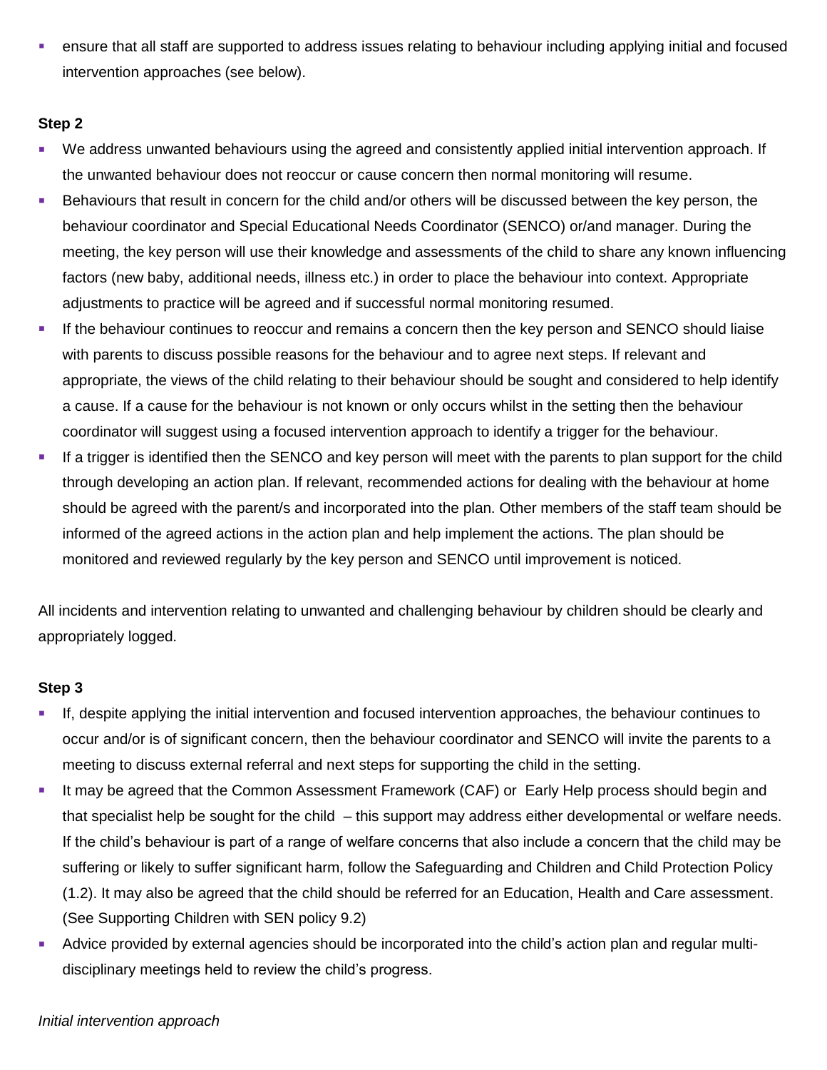- ensure that all staff are supported to address issues relating to behaviour including applying initial and focused intervention approaches (see below).

**Step 2**

- We address unwanted behaviours using the agreed and consistently applied initial intervention approach. If the unwanted behaviour does not reoccur or cause concern then normal monitoring will resume.
- Behaviours that result in concern for the child and/or others will be discussed between the key person, the behaviour coordinator and Special Educational Needs Coordinator (SENCO) or/and manager. During the meeting, the key person will use their knowledge and assessments of the child to share any known influencing factors (new baby, additional needs, illness etc.) in order to place the behaviour into context. Appropriate adjustments to practice will be agreed and if successful normal monitoring resumed.
- If the behaviour continues to reoccur and remains a concern then the key person and SENCO should liaise with parents to discuss possible reasons for the behaviour and to agree next steps. If relevant and appropriate, the views of the child relating to their behaviour should be sought and considered to help identify a cause. If a cause for the behaviour is not known or only occurs whilst in the setting then the behaviour coordinator will suggest using a focused intervention approach to identify a trigger for the behaviour.
- If a trigger is identified then the SENCO and key person will meet with the parents to plan support for the child through developing an action plan. If relevant, recommended actions for dealing with the behaviour at home should be agreed with the parent/s and incorporated into the plan. Other members of the staff team should be informed of the agreed actions in the action plan and help implement the actions. The plan should be monitored and reviewed regularly by the key person and SENCO until improvement is noticed.

All incidents and intervention relating to unwanted and challenging behaviour by children should be clearly and appropriately logged.

**Step 3**

- If, despite applying the initial intervention and focused intervention approaches, the behaviour continues to occur and/or is of significant concern, then the behaviour coordinator and SENCO will invite the parents to a meeting to discuss external referral and next steps for supporting the child in the setting.
- It may be agreed that the Common Assessment Framework (CAF) or Early Help process should begin and that specialist help be sought for the child – this support may address either developmental or welfare needs. If the child's behaviour is part of a range of welfare concerns that also include a concern that the child may be suffering or likely to suffer significant harm, follow the Safeguarding and Children and Child Protection Policy (1.2). It may also be agreed that the child should be referred for an Education, Health and Care assessment. (See Supporting Children with SEN policy 9.2)
- Advice provided by external agencies should be incorporated into the child's action plan and regular multi-disciplinary meetings held to review the child's progress.

*Initial intervention approach*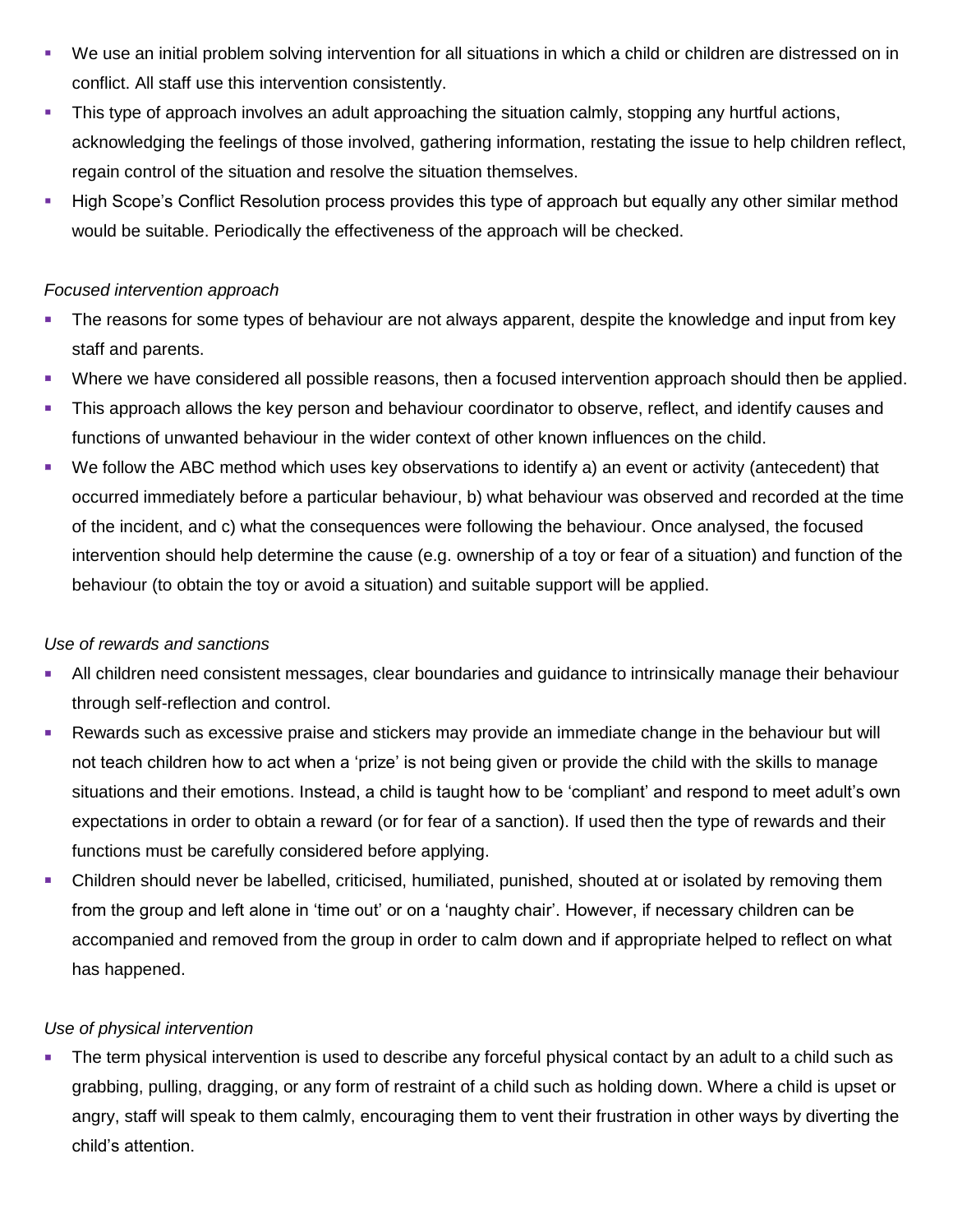- We use an initial problem solving intervention for all situations in which a child or children are distressed on in conflict. All staff use this intervention consistently.
- This type of approach involves an adult approaching the situation calmly, stopping any hurtful actions, acknowledging the feelings of those involved, gathering information, restating the issue to help children reflect, regain control of the situation and resolve the situation themselves.
- High Scope's Conflict Resolution process provides this type of approach but equally any other similar method would be suitable. Periodically the effectiveness of the approach will be checked.

*Focused intervention approach*

- The reasons for some types of behaviour are not always apparent, despite the knowledge and input from key staff and parents.
- Where we have considered all possible reasons, then a focused intervention approach should then be applied.
- This approach allows the key person and behaviour coordinator to observe, reflect, and identify causes and functions of unwanted behaviour in the wider context of other known influences on the child.
- We follow the ABC method which uses key observations to identify a) an event or activity (antecedent) that occurred immediately before a particular behaviour, b) what behaviour was observed and recorded at the time of the incident, and c) what the consequences were following the behaviour. Once analysed, the focused intervention should help determine the cause (e.g. ownership of a toy or fear of a situation) and function of the behaviour (to obtain the toy or avoid a situation) and suitable support will be applied.

*Use of rewards and sanctions*

- All children need consistent messages, clear boundaries and guidance to intrinsically manage their behaviour through self-reflection and control.
- Rewards such as excessive praise and stickers may provide an immediate change in the behaviour but will not teach children how to act when a 'prize' is not being given or provide the child with the skills to manage situations and their emotions. Instead, a child is taught how to be 'compliant' and respond to meet adult's own expectations in order to obtain a reward (or for fear of a sanction). If used then the type of rewards and their functions must be carefully considered before applying.
- Children should never be labelled, criticised, humiliated, punished, shouted at or isolated by removing them from the group and left alone in 'time out' or on a 'naughty chair'. However, if necessary children can be accompanied and removed from the group in order to calm down and if appropriate helped to reflect on what has happened.

*Use of physical intervention*

- The term physical intervention is used to describe any forceful physical contact by an adult to a child such as grabbing, pulling, dragging, or any form of restraint of a child such as holding down. Where a child is upset or angry, staff will speak to them calmly, encouraging them to vent their frustration in other ways by diverting the child's attention.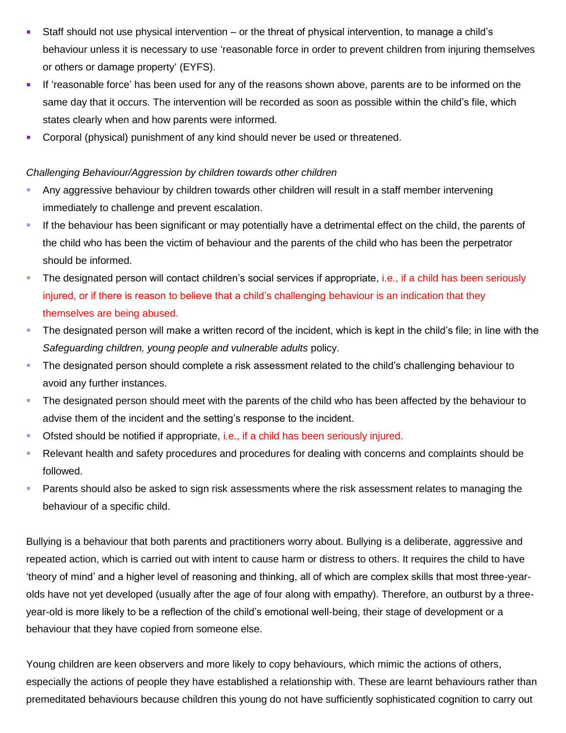- Staff should not use physical intervention – or the threat of physical intervention, to manage a child's behaviour unless it is necessary to use 'reasonable force in order to prevent children from injuring themselves or others or damage property' (EYFS).
- If 'reasonable force' has been used for any of the reasons shown above, parents are to be informed on the same day that it occurs. The intervention will be recorded as soon as possible within the child's file, which states clearly when and how parents were informed.
- Corporal (physical) punishment of any kind should never be used or threatened.

*Challenging Behaviour/Aggression by children towards other children*

- Any aggressive behaviour by children towards other children will result in a staff member intervening immediately to challenge and prevent escalation.
- If the behaviour has been significant or may potentially have a detrimental effect on the child, the parents of the child who has been the victim of behaviour and the parents of the child who has been the perpetrator should be informed.
- The designated person will contact children's social services if appropriate, i.e., if a child has been seriously injured, or if there is reason to believe that a child's challenging behaviour is an indication that they themselves are being abused.
- The designated person will make a written record of the incident, which is kept in the child's file; in line with the *Safeguarding children, young people and vulnerable adults* policy.
- The designated person should complete a risk assessment related to the child's challenging behaviour to avoid any further instances.
- The designated person should meet with the parents of the child who has been affected by the behaviour to advise them of the incident and the setting's response to the incident.
- Ofsted should be notified if appropriate, i.e., if a child has been seriously injured.
- Relevant health and safety procedures and procedures for dealing with concerns and complaints should be followed.
- Parents should also be asked to sign risk assessments where the risk assessment relates to managing the behaviour of a specific child.

Bullying is a behaviour that both parents and practitioners worry about. Bullying is a deliberate, aggressive and repeated action, which is carried out with intent to cause harm or distress to others. It requires the child to have 'theory of mind' and a higher level of reasoning and thinking, all of which are complex skills that most three-year-olds have not yet developed (usually after the age of four along with empathy). Therefore, an outburst by a three-year-old is more likely to be a reflection of the child's emotional well-being, their stage of development or a behaviour that they have copied from someone else.

Young children are keen observers and more likely to copy behaviours, which mimic the actions of others, especially the actions of people they have established a relationship with. These are learnt behaviours rather than premeditated behaviours because children this young do not have sufficiently sophisticated cognition to carry out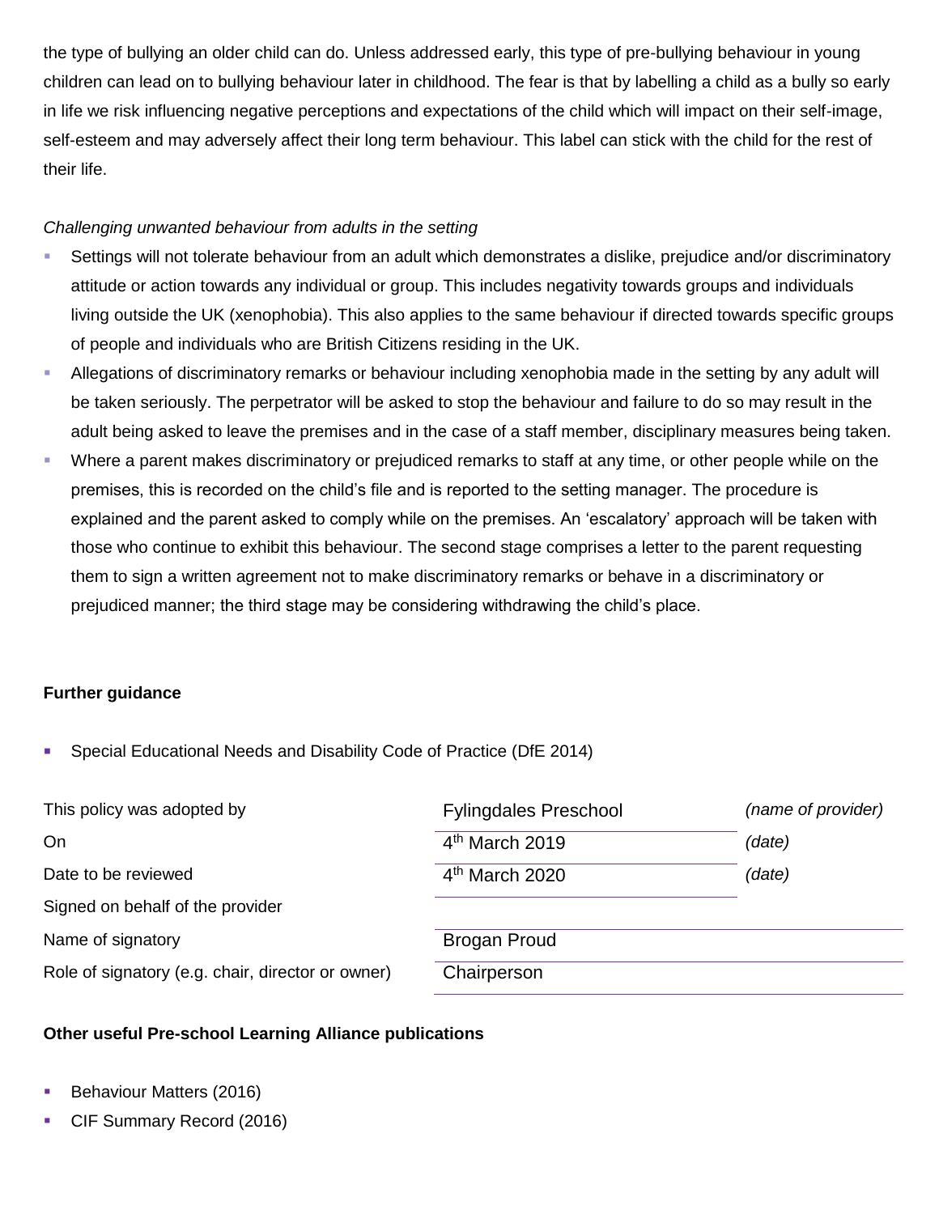the type of bullying an older child can do. Unless addressed early, this type of pre-bullying behaviour in young children can lead on to bullying behaviour later in childhood. The fear is that by labelling a child as a bully so early in life we risk influencing negative perceptions and expectations of the child which will impact on their self-image, self-esteem and may adversely affect their long term behaviour. This label can stick with the child for the rest of their life.

*Challenging unwanted behaviour from adults in the setting*

- Settings will not tolerate behaviour from an adult which demonstrates a dislike, prejudice and/or discriminatory attitude or action towards any individual or group. This includes negativity towards groups and individuals living outside the UK (xenophobia). This also applies to the same behaviour if directed towards specific groups of people and individuals who are British Citizens residing in the UK.
- Allegations of discriminatory remarks or behaviour including xenophobia made in the setting by any adult will be taken seriously. The perpetrator will be asked to stop the behaviour and failure to do so may result in the adult being asked to leave the premises and in the case of a staff member, disciplinary measures being taken.
- Where a parent makes discriminatory or prejudiced remarks to staff at any time, or other people while on the premises, this is recorded on the child's file and is reported to the setting manager. The procedure is explained and the parent asked to comply while on the premises. An 'escalatory' approach will be taken with those who continue to exhibit this behaviour. The second stage comprises a letter to the parent requesting them to sign a written agreement not to make discriminatory remarks or behave in a discriminatory or prejudiced manner; the third stage may be considering withdrawing the child's place.

**Further guidance**

- Special Educational Needs and Disability Code of Practice (DfE 2014)

| | | |
|---|---|---|
| This policy was adopted by | Fylingdales Preschool | *(name of provider)* |
| On | 4th March 2019 | *(date)* |
| Date to be reviewed | 4th March 2020 | *(date)* |
| Signed on behalf of the provider | | |
| Name of signatory | Brogan Proud | |
| Role of signatory (e.g. chair, director or owner) | Chairperson | |

**Other useful Pre-school Learning Alliance publications**

- Behaviour Matters (2016)
- CIF Summary Record (2016)